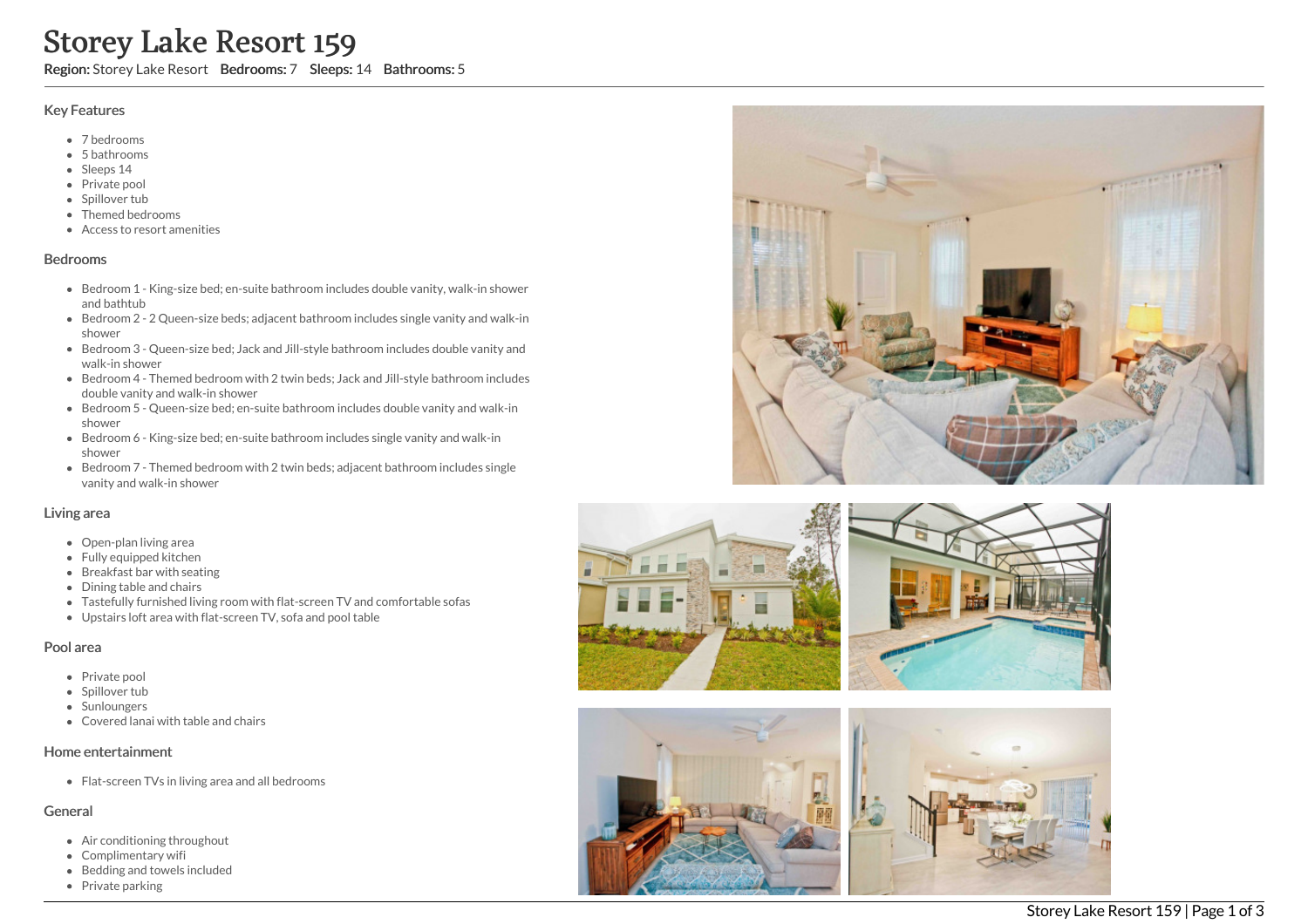# Storey Lake Resort 159

**Region:** Storey Lake Resort **Bedrooms:** 7 **Sleeps:** 14 **Bathrooms:** 5

## Key Features

- 7 bedrooms
- 5 bathrooms
- Sleeps 14
- Private pool
- Spillover tub
- Themed bedrooms
- Access to resort amenities

## Bedrooms

- Bedroom 1 - King-size bed; en-suite bathroom includes double vanity, walk-in shower and bathtub
- Bedroom 2 - 2 Queen-size beds; adjacent bathroom includes single vanity and walk-in shower
- Bedroom 3 - Queen-size bed; Jack and Jill-style bathroom includes double vanity and walk-in shower
- Bedroom 4 - Themed bedroom with 2 twin beds; Jack and Jill-style bathroom includes double vanity and walk-in shower
- Bedroom 5 - Queen-size bed; en-suite bathroom includes double vanity and walk-in shower
- Bedroom 6 - King-size bed; en-suite bathroom includes single vanity and walk-in shower
- Bedroom 7 - Themed bedroom with 2 twin beds; adjacent bathroom includes single vanity and walk-in shower

## Living area

- Open-plan living area
- Fully equipped kitchen
- Breakfast bar with seating
- Dining table and chairs
- Tastefully furnished living room with flat-screen TV and comfortable sofas
- Upstairs loft area with flat-screen TV, sofa and pool table

## Pool area

- Private pool
- Spillover tub
- Sunloungers
- Covered lanai with table and chairs

## Home entertainment

- Flat-screen TVs in living area and all bedrooms

## General

- Air conditioning throughout
- Complimentary wifi
- Bedding and towels included
- Private parking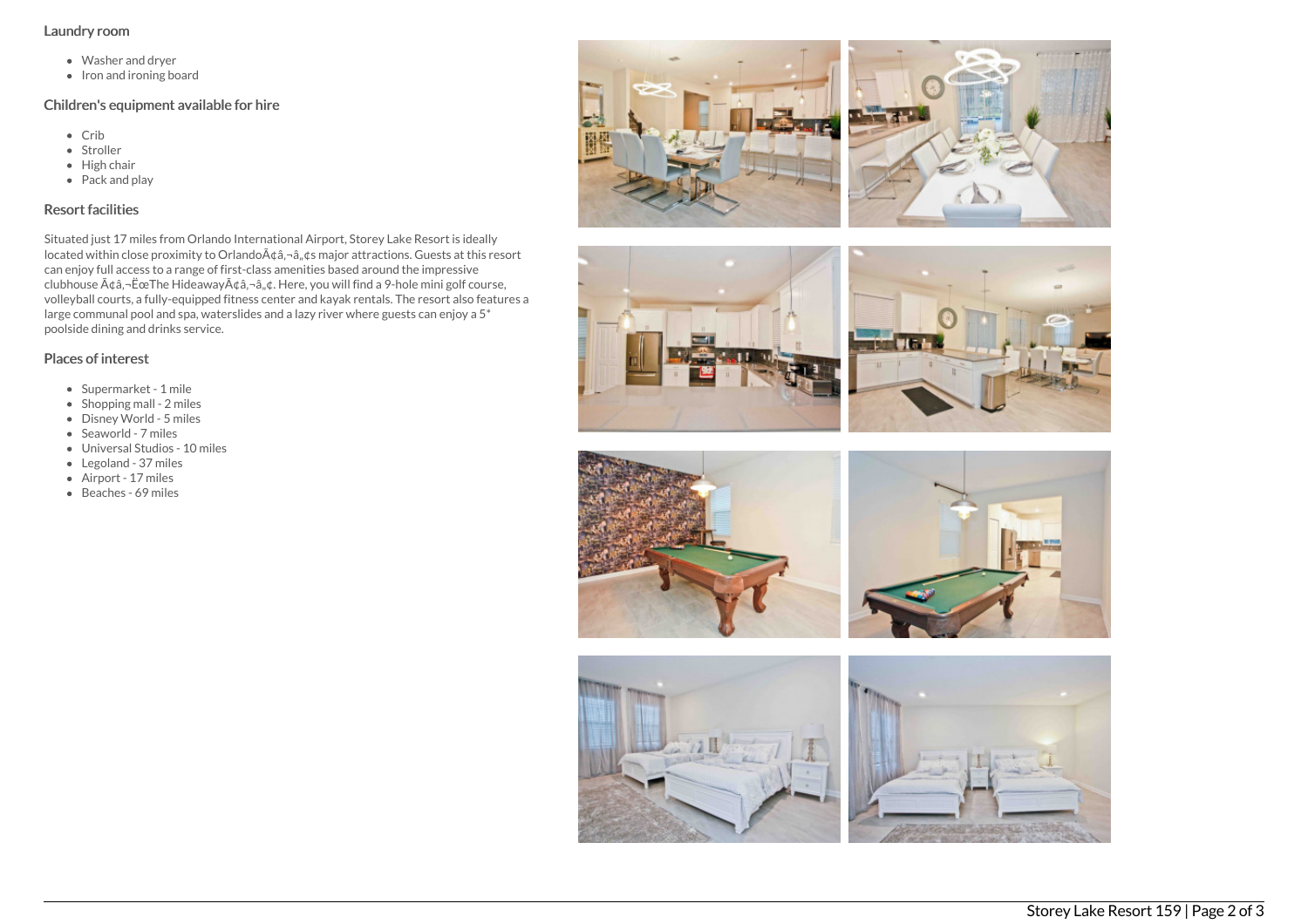### Laundry room

- Washer and dryer
- Iron and ironing board

### Children's equipment available for hire

- Crib
- Stroller
- High chair
- Pack and play

### Resort facilities

Situated just 17 miles from Orlando International Airport, Storey Lake Resort is ideally located within close proximity to OrlandoÃ¢â‚¬â„¢s major attractions. Guests at this resort can enjoy full access to a range of first-class amenities based around the impressive clubhouse Ã¢â‚¬ËœThe HideawayÃ¢â‚¬â„¢. Here, you will find a 9-hole mini golf course, volleyball courts, a fully-equipped fitness center and kayak rentals. The resort also features a large communal pool and spa, waterslides and a lazy river where guests can enjoy a 5* poolside dining and drinks service.

### Places of interest

- Supermarket - 1 mile
- Shopping mall - 2 miles
- Disney World - 5 miles
- Seaworld - 7 miles
- Universal Studios - 10 miles
- Legoland - 37 miles
- Airport - 17 miles
- Beaches - 69 miles